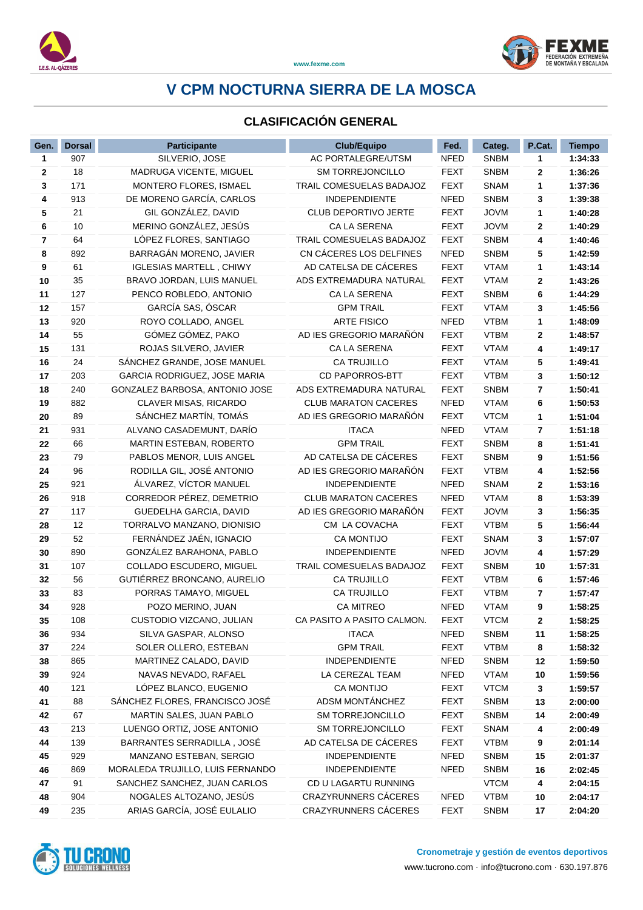# V CPM NOCTURNA SIERRA DE LA MOSCA

## CLASIFICACIÓN GENERAL

| Gen. | Dorsal | Participante | Club/Equipo | Fed. | Categ. | P.Cat. | Tiempo |
|---|---|---|---|---|---|---|---|
| 1 | 907 | SILVERIO, JOSE | AC PORTALEGRE/UTSM | NFED | SNBM | 1 | 1:34:33 |
| 2 | 18 | MADRUGA VICENTE, MIGUEL | SM TORREJONCILLO | FEXT | SNBM | 2 | 1:36:26 |
| 3 | 171 | MONTERO FLORES, ISMAEL | TRAIL COMESUELAS BADAJOZ | FEXT | SNAM | 1 | 1:37:36 |
| 4 | 913 | DE MORENO GARCÍA, CARLOS | INDEPENDIENTE | NFED | SNBM | 3 | 1:39:38 |
| 5 | 21 | GIL GONZÁLEZ, DAVID | CLUB DEPORTIVO JERTE | FEXT | JOVM | 1 | 1:40:28 |
| 6 | 10 | MERINO GONZÁLEZ, JESÚS | CA LA SERENA | FEXT | JOVM | 2 | 1:40:29 |
| 7 | 64 | LÓPEZ FLORES, SANTIAGO | TRAIL COMESUELAS BADAJOZ | FEXT | SNBM | 4 | 1:40:46 |
| 8 | 892 | BARRAGÁN MORENO, JAVIER | CN CÁCERES LOS DELFINES | NFED | SNBM | 5 | 1:42:59 |
| 9 | 61 | IGLESIAS MARTELL , CHIWY | AD CATELSA DE CÁCERES | FEXT | VTAM | 1 | 1:43:14 |
| 10 | 35 | BRAVO JORDAN, LUIS MANUEL | ADS EXTREMADURA NATURAL | FEXT | VTAM | 2 | 1:43:26 |
| 11 | 127 | PENCO ROBLEDO, ANTONIO | CA LA SERENA | FEXT | SNBM | 6 | 1:44:29 |
| 12 | 157 | GARCÍA SAS, ÓSCAR | GPM TRAIL | FEXT | VTAM | 3 | 1:45:56 |
| 13 | 920 | ROYO COLLADO, ANGEL | ARTE FISICO | NFED | VTBM | 1 | 1:48:09 |
| 14 | 55 | GÓMEZ GÓMEZ, PAKO | AD IES GREGORIO MARAÑÓN | FEXT | VTBM | 2 | 1:48:57 |
| 15 | 131 | ROJAS SILVERO, JAVIER | CA LA SERENA | FEXT | VTAM | 4 | 1:49:17 |
| 16 | 24 | SÁNCHEZ GRANDE, JOSE MANUEL | CA TRUJILLO | FEXT | VTAM | 5 | 1:49:41 |
| 17 | 203 | GARCIA RODRIGUEZ, JOSE MARIA | CD PAPORROS-BTT | FEXT | VTBM | 3 | 1:50:12 |
| 18 | 240 | GONZALEZ BARBOSA, ANTONIO JOSE | ADS EXTREMADURA NATURAL | FEXT | SNBM | 7 | 1:50:41 |
| 19 | 882 | CLAVER MISAS, RICARDO | CLUB MARATON CACERES | NFED | VTAM | 6 | 1:50:53 |
| 20 | 89 | SÁNCHEZ MARTÍN, TOMÁS | AD IES GREGORIO MARAÑÓN | FEXT | VTCM | 1 | 1:51:04 |
| 21 | 931 | ALVANO CASADEMUNT, DARÍO | ITACA | NFED | VTAM | 7 | 1:51:18 |
| 22 | 66 | MARTIN ESTEBAN, ROBERTO | GPM TRAIL | FEXT | SNBM | 8 | 1:51:41 |
| 23 | 79 | PABLOS MENOR, LUIS ANGEL | AD CATELSA DE CÁCERES | FEXT | SNBM | 9 | 1:51:56 |
| 24 | 96 | RODILLA GIL, JOSÉ ANTONIO | AD IES GREGORIO MARAÑÓN | FEXT | VTBM | 4 | 1:52:56 |
| 25 | 921 | ÁLVAREZ, VÍCTOR MANUEL | INDEPENDIENTE | NFED | SNAM | 2 | 1:53:16 |
| 26 | 918 | CORREDOR PÉREZ, DEMETRIO | CLUB MARATON CACERES | NFED | VTAM | 8 | 1:53:39 |
| 27 | 117 | GUEDELHA GARCIA, DAVID | AD IES GREGORIO MARAÑÓN | FEXT | JOVM | 3 | 1:56:35 |
| 28 | 12 | TORRALVO MANZANO, DIONISIO | CM LA COVACHA | FEXT | VTBM | 5 | 1:56:44 |
| 29 | 52 | FERNÁNDEZ JAÉN, IGNACIO | CA MONTIJO | FEXT | SNAM | 3 | 1:57:07 |
| 30 | 890 | GONZÁLEZ BARAHONA, PABLO | INDEPENDIENTE | NFED | JOVM | 4 | 1:57:29 |
| 31 | 107 | COLLADO ESCUDERO, MIGUEL | TRAIL COMESUELAS BADAJOZ | FEXT | SNBM | 10 | 1:57:31 |
| 32 | 56 | GUTIÉRREZ BRONCANO, AURELIO | CA TRUJILLO | FEXT | VTBM | 6 | 1:57:46 |
| 33 | 83 | PORRAS TAMAYO, MIGUEL | CA TRUJILLO | FEXT | VTBM | 7 | 1:57:47 |
| 34 | 928 | POZO MERINO, JUAN | CA MITREO | NFED | VTAM | 9 | 1:58:25 |
| 35 | 108 | CUSTODIO VIZCANO, JULIAN | CA PASITO A PASITO CALMON. | FEXT | VTCM | 2 | 1:58:25 |
| 36 | 934 | SILVA GASPAR, ALONSO | ITACA | NFED | SNBM | 11 | 1:58:25 |
| 37 | 224 | SOLER OLLERO, ESTEBAN | GPM TRAIL | FEXT | VTBM | 8 | 1:58:32 |
| 38 | 865 | MARTINEZ CALADO, DAVID | INDEPENDIENTE | NFED | SNBM | 12 | 1:59:50 |
| 39 | 924 | NAVAS NEVADO, RAFAEL | LA CEREZAL TEAM | NFED | VTAM | 10 | 1:59:56 |
| 40 | 121 | LÓPEZ BLANCO, EUGENIO | CA MONTIJO | FEXT | VTCM | 3 | 1:59:57 |
| 41 | 88 | SÁNCHEZ FLORES, FRANCISCO JOSÉ | ADSM MONTÁNCHEZ | FEXT | SNBM | 13 | 2:00:00 |
| 42 | 67 | MARTIN SALES, JUAN PABLO | SM TORREJONCILLO | FEXT | SNBM | 14 | 2:00:49 |
| 43 | 213 | LUENGO ORTIZ, JOSE ANTONIO | SM TORREJONCILLO | FEXT | SNAM | 4 | 2:00:49 |
| 44 | 139 | BARRANTES SERRADILLA , JOSÉ | AD CATELSA DE CÁCERES | FEXT | VTBM | 9 | 2:01:14 |
| 45 | 929 | MANZANO ESTEBAN, SERGIO | INDEPENDIENTE | NFED | SNBM | 15 | 2:01:37 |
| 46 | 869 | MORALEDA TRUJILLO, LUIS FERNANDO | INDEPENDIENTE | NFED | SNBM | 16 | 2:02:45 |
| 47 | 91 | SANCHEZ SANCHEZ, JUAN CARLOS | CD U LAGARTU RUNNING | | VTCM | 4 | 2:04:15 |
| 48 | 904 | NOGALES ALTOZANO, JESÚS | CRAZYRUNNERS CÁCERES | NFED | VTBM | 10 | 2:04:17 |
| 49 | 235 | ARIAS GARCÍA, JOSÉ EULALIO | CRAZYRUNNERS CÁCERES | FEXT | SNBM | 17 | 2:04:20 |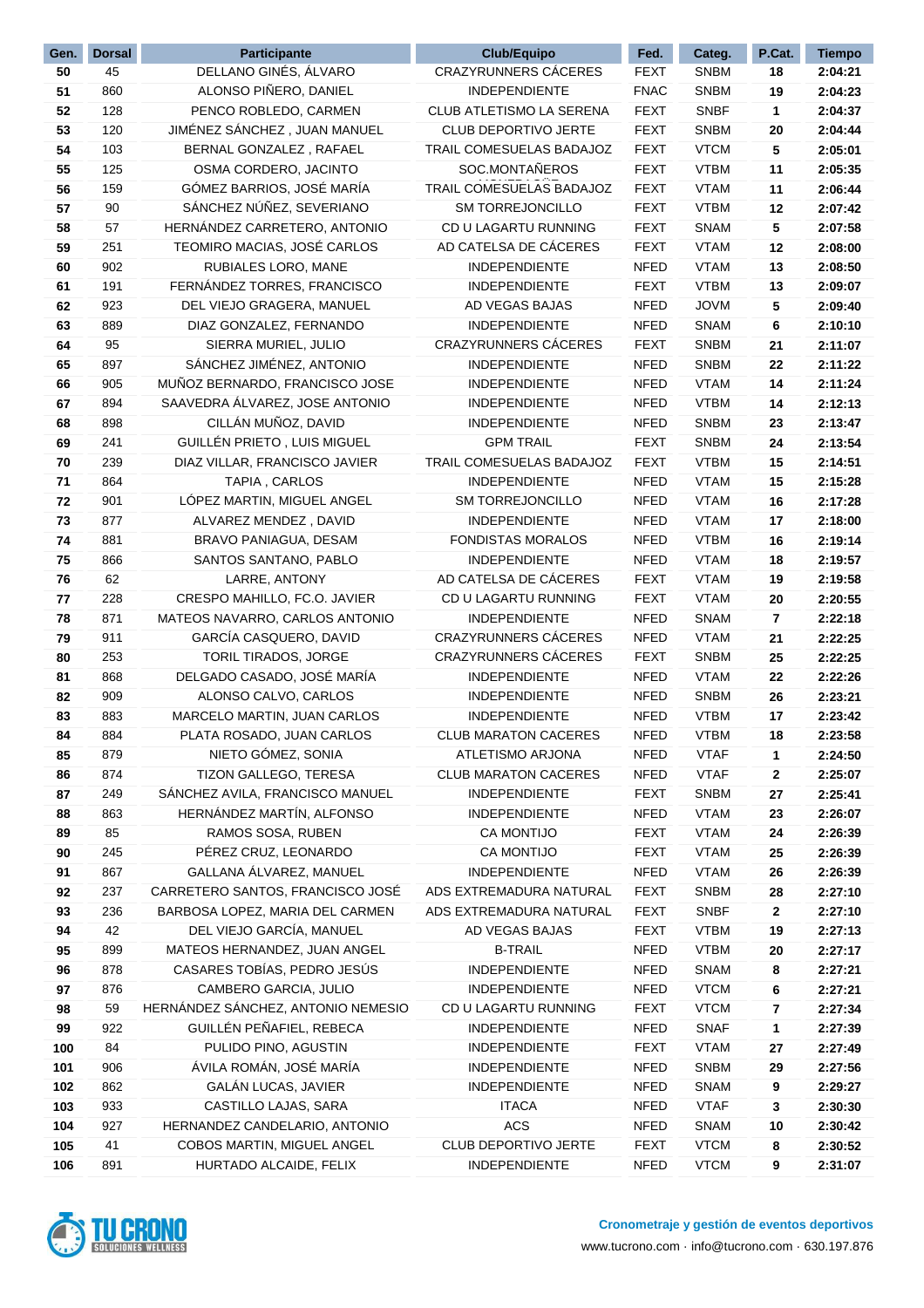| Gen. | Dorsal | Participante | Club/Equipo | Fed. | Categ. | P.Cat. | Tiempo |
|---|---|---|---|---|---|---|---|
| 50 | 45 | DELLANO GINÉS, ÁLVARO | CRAZYRUNNERS CÁCERES | FEXT | SNBM | 18 | 2:04:21 |
| 51 | 860 | ALONSO PIÑERO, DANIEL | INDEPENDIENTE | FNAC | SNBM | 19 | 2:04:23 |
| 52 | 128 | PENCO ROBLEDO, CARMEN | CLUB ATLETISMO LA SERENA | FEXT | SNBF | 1 | 2:04:37 |
| 53 | 120 | JIMÉNEZ SÁNCHEZ , JUAN MANUEL | CLUB DEPORTIVO JERTE | FEXT | SNBM | 20 | 2:04:44 |
| 54 | 103 | BERNAL GONZALEZ , RAFAEL | TRAIL COMESUELAS BADAJOZ | FEXT | VTCM | 5 | 2:05:01 |
| 55 | 125 | OSMA CORDERO, JACINTO | SOC.MONTAÑEROS | FEXT | VTBM | 11 | 2:05:35 |
| 56 | 159 | GÓMEZ BARRIOS, JOSÉ MARÍA | TRAIL COMESUELAS BADAJOZ | FEXT | VTAM | 11 | 2:06:44 |
| 57 | 90 | SÁNCHEZ NÚÑEZ, SEVERIANO | SM TORREJONCILLO | FEXT | VTBM | 12 | 2:07:42 |
| 58 | 57 | HERNÁNDEZ CARRETERO, ANTONIO | CD U LAGARTU RUNNING | FEXT | SNAM | 5 | 2:07:58 |
| 59 | 251 | TEOMIRO MACIAS, JOSÉ CARLOS | AD CATELSA DE CÁCERES | FEXT | VTAM | 12 | 2:08:00 |
| 60 | 902 | RUBIALES LORO, MANE | INDEPENDIENTE | NFED | VTAM | 13 | 2:08:50 |
| 61 | 191 | FERNÁNDEZ TORRES, FRANCISCO | INDEPENDIENTE | FEXT | VTBM | 13 | 2:09:07 |
| 62 | 923 | DEL VIEJO GRAGERA, MANUEL | AD VEGAS BAJAS | NFED | JOVM | 5 | 2:09:40 |
| 63 | 889 | DIAZ GONZALEZ, FERNANDO | INDEPENDIENTE | NFED | SNAM | 6 | 2:10:10 |
| 64 | 95 | SIERRA MURIEL, JULIO | CRAZYRUNNERS CÁCERES | FEXT | SNBM | 21 | 2:11:07 |
| 65 | 897 | SÁNCHEZ JIMÉNEZ, ANTONIO | INDEPENDIENTE | NFED | SNBM | 22 | 2:11:22 |
| 66 | 905 | MUÑOZ BERNARDO, FRANCISCO JOSE | INDEPENDIENTE | NFED | VTAM | 14 | 2:11:24 |
| 67 | 894 | SAAVEDRA ÁLVAREZ, JOSE ANTONIO | INDEPENDIENTE | NFED | VTBM | 14 | 2:12:13 |
| 68 | 898 | CILLÁN MUÑOZ, DAVID | INDEPENDIENTE | NFED | SNBM | 23 | 2:13:47 |
| 69 | 241 | GUILLÉN PRIETO , LUIS MIGUEL | GPM TRAIL | FEXT | SNBM | 24 | 2:13:54 |
| 70 | 239 | DIAZ VILLAR, FRANCISCO JAVIER | TRAIL COMESUELAS BADAJOZ | FEXT | VTBM | 15 | 2:14:51 |
| 71 | 864 | TAPIA , CARLOS | INDEPENDIENTE | NFED | VTAM | 15 | 2:15:28 |
| 72 | 901 | LÓPEZ MARTIN, MIGUEL ANGEL | SM TORREJONCILLO | NFED | VTAM | 16 | 2:17:28 |
| 73 | 877 | ALVAREZ MENDEZ , DAVID | INDEPENDIENTE | NFED | VTAM | 17 | 2:18:00 |
| 74 | 881 | BRAVO PANIAGUA, DESAM | FONDISTAS MORALOS | NFED | VTBM | 16 | 2:19:14 |
| 75 | 866 | SANTOS SANTANO, PABLO | INDEPENDIENTE | NFED | VTAM | 18 | 2:19:57 |
| 76 | 62 | LARRE, ANTONY | AD CATELSA DE CÁCERES | FEXT | VTAM | 19 | 2:19:58 |
| 77 | 228 | CRESPO MAHILLO, FC.O. JAVIER | CD U LAGARTU RUNNING | FEXT | VTAM | 20 | 2:20:55 |
| 78 | 871 | MATEOS NAVARRO, CARLOS ANTONIO | INDEPENDIENTE | NFED | SNAM | 7 | 2:22:18 |
| 79 | 911 | GARCÍA CASQUERO, DAVID | CRAZYRUNNERS CÁCERES | NFED | VTAM | 21 | 2:22:25 |
| 80 | 253 | TORIL TIRADOS, JORGE | CRAZYRUNNERS CÁCERES | FEXT | SNBM | 25 | 2:22:25 |
| 81 | 868 | DELGADO CASADO, JOSÉ MARÍA | INDEPENDIENTE | NFED | VTAM | 22 | 2:22:26 |
| 82 | 909 | ALONSO CALVO, CARLOS | INDEPENDIENTE | NFED | SNBM | 26 | 2:23:21 |
| 83 | 883 | MARCELO MARTIN, JUAN CARLOS | INDEPENDIENTE | NFED | VTBM | 17 | 2:23:42 |
| 84 | 884 | PLATA ROSADO, JUAN CARLOS | CLUB MARATON CACERES | NFED | VTBM | 18 | 2:23:58 |
| 85 | 879 | NIETO GÓMEZ, SONIA | ATLETISMO ARJONA | NFED | VTAF | 1 | 2:24:50 |
| 86 | 874 | TIZON GALLEGO, TERESA | CLUB MARATON CACERES | NFED | VTAF | 2 | 2:25:07 |
| 87 | 249 | SÁNCHEZ AVILA, FRANCISCO MANUEL | INDEPENDIENTE | FEXT | SNBM | 27 | 2:25:41 |
| 88 | 863 | HERNÁNDEZ MARTÍN, ALFONSO | INDEPENDIENTE | NFED | VTAM | 23 | 2:26:07 |
| 89 | 85 | RAMOS SOSA, RUBEN | CA MONTIJO | FEXT | VTAM | 24 | 2:26:39 |
| 90 | 245 | PÉREZ CRUZ, LEONARDO | CA MONTIJO | FEXT | VTAM | 25 | 2:26:39 |
| 91 | 867 | GALLANA ÁLVAREZ, MANUEL | INDEPENDIENTE | NFED | VTAM | 26 | 2:26:39 |
| 92 | 237 | CARRETERO SANTOS, FRANCISCO JOSÉ | ADS EXTREMADURA NATURAL | FEXT | SNBM | 28 | 2:27:10 |
| 93 | 236 | BARBOSA LOPEZ, MARIA DEL CARMEN | ADS EXTREMADURA NATURAL | FEXT | SNBF | 2 | 2:27:10 |
| 94 | 42 | DEL VIEJO GARCÍA, MANUEL | AD VEGAS BAJAS | FEXT | VTBM | 19 | 2:27:13 |
| 95 | 899 | MATEOS HERNANDEZ, JUAN ANGEL | B-TRAIL | NFED | VTBM | 20 | 2:27:17 |
| 96 | 878 | CASARES TOBÍAS, PEDRO JESÚS | INDEPENDIENTE | NFED | SNAM | 8 | 2:27:21 |
| 97 | 876 | CAMBERO GARCIA, JULIO | INDEPENDIENTE | NFED | VTCM | 6 | 2:27:21 |
| 98 | 59 | HERNÁNDEZ SÁNCHEZ, ANTONIO NEMESIO | CD U LAGARTU RUNNING | FEXT | VTCM | 7 | 2:27:34 |
| 99 | 922 | GUILLÉN PEÑAFIEL, REBECA | INDEPENDIENTE | NFED | SNAF | 1 | 2:27:39 |
| 100 | 84 | PULIDO PINO, AGUSTIN | INDEPENDIENTE | FEXT | VTAM | 27 | 2:27:49 |
| 101 | 906 | ÁVILA ROMÁN, JOSÉ MARÍA | INDEPENDIENTE | NFED | SNBM | 29 | 2:27:56 |
| 102 | 862 | GALÁN LUCAS, JAVIER | INDEPENDIENTE | NFED | SNAM | 9 | 2:29:27 |
| 103 | 933 | CASTILLO LAJAS, SARA | ITACA | NFED | VTAF | 3 | 2:30:30 |
| 104 | 927 | HERNANDEZ CANDELARIO, ANTONIO | ACS | NFED | SNAM | 10 | 2:30:42 |
| 105 | 41 | COBOS MARTIN, MIGUEL ANGEL | CLUB DEPORTIVO JERTE | FEXT | VTCM | 8 | 2:30:52 |
| 106 | 891 | HURTADO ALCAIDE, FELIX | INDEPENDIENTE | NFED | VTCM | 9 | 2:31:07 |

TU CRONO SOLUCIONES WELLNESS

**Cronometraje y gestión de eventos deportivos**
www.tucrono.com · info@tucrono.com · 630.197.876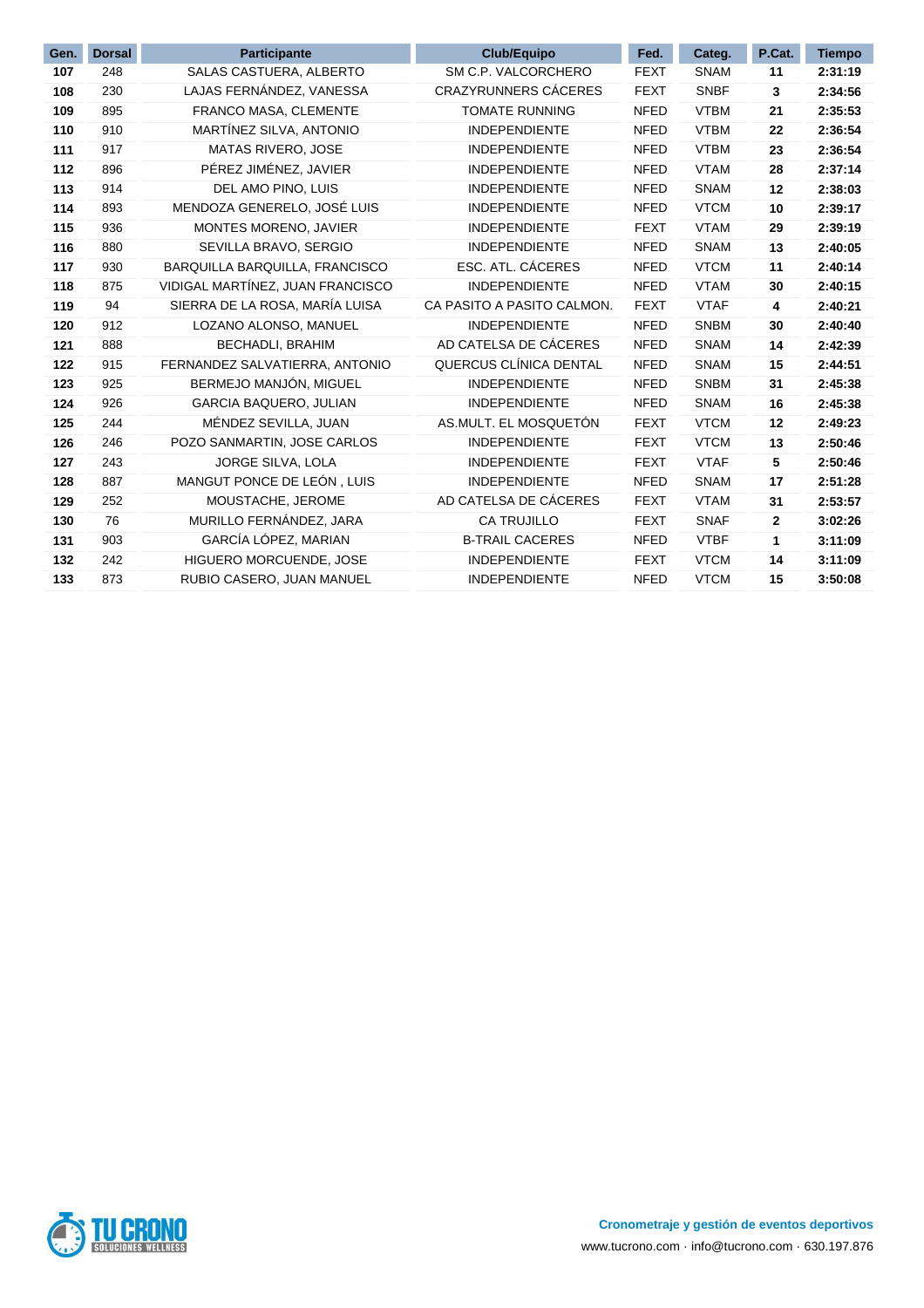| Gen. | Dorsal | Participante | Club/Equipo | Fed. | Categ. | P.Cat. | Tiempo |
|---|---|---|---|---|---|---|---|
| 107 | 248 | SALAS CASTUERA, ALBERTO | SM C.P. VALCORCHERO | FEXT | SNAM | 11 | 2:31:19 |
| 108 | 230 | LAJAS FERNÁNDEZ, VANESSA | CRAZYRUNNERS CÁCERES | FEXT | SNBF | 3 | 2:34:56 |
| 109 | 895 | FRANCO MASA, CLEMENTE | TOMATE RUNNING | NFED | VTBM | 21 | 2:35:53 |
| 110 | 910 | MARTÍNEZ SILVA, ANTONIO | INDEPENDIENTE | NFED | VTBM | 22 | 2:36:54 |
| 111 | 917 | MATAS RIVERO, JOSE | INDEPENDIENTE | NFED | VTBM | 23 | 2:36:54 |
| 112 | 896 | PÉREZ JIMÉNEZ, JAVIER | INDEPENDIENTE | NFED | VTAM | 28 | 2:37:14 |
| 113 | 914 | DEL AMO PINO, LUIS | INDEPENDIENTE | NFED | SNAM | 12 | 2:38:03 |
| 114 | 893 | MENDOZA GENERELO, JOSÉ LUIS | INDEPENDIENTE | NFED | VTCM | 10 | 2:39:17 |
| 115 | 936 | MONTES MORENO, JAVIER | INDEPENDIENTE | FEXT | VTAM | 29 | 2:39:19 |
| 116 | 880 | SEVILLA BRAVO, SERGIO | INDEPENDIENTE | NFED | SNAM | 13 | 2:40:05 |
| 117 | 930 | BARQUILLA BARQUILLA, FRANCISCO | ESC. ATL. CÁCERES | NFED | VTCM | 11 | 2:40:14 |
| 118 | 875 | VIDIGAL MARTÍNEZ, JUAN FRANCISCO | INDEPENDIENTE | NFED | VTAM | 30 | 2:40:15 |
| 119 | 94 | SIERRA DE LA ROSA, MARÍA LUISA | CA PASITO A PASITO CALMON. | FEXT | VTAF | 4 | 2:40:21 |
| 120 | 912 | LOZANO ALONSO, MANUEL | INDEPENDIENTE | NFED | SNBM | 30 | 2:40:40 |
| 121 | 888 | BECHADLI, BRAHIM | AD CATELSA DE CÁCERES | NFED | SNAM | 14 | 2:42:39 |
| 122 | 915 | FERNANDEZ SALVATIERRA, ANTONIO | QUERCUS CLÍNICA DENTAL | NFED | SNAM | 15 | 2:44:51 |
| 123 | 925 | BERMEJO MANJÓN, MIGUEL | INDEPENDIENTE | NFED | SNBM | 31 | 2:45:38 |
| 124 | 926 | GARCIA BAQUERO, JULIAN | INDEPENDIENTE | NFED | SNAM | 16 | 2:45:38 |
| 125 | 244 | MÉNDEZ SEVILLA, JUAN | AS.MULT. EL MOSQUETÓN | FEXT | VTCM | 12 | 2:49:23 |
| 126 | 246 | POZO SANMARTIN, JOSE CARLOS | INDEPENDIENTE | FEXT | VTCM | 13 | 2:50:46 |
| 127 | 243 | JORGE SILVA, LOLA | INDEPENDIENTE | FEXT | VTAF | 5 | 2:50:46 |
| 128 | 887 | MANGUT PONCE DE LEÓN , LUIS | INDEPENDIENTE | NFED | SNAM | 17 | 2:51:28 |
| 129 | 252 | MOUSTACHE, JEROME | AD CATELSA DE CÁCERES | FEXT | VTAM | 31 | 2:53:57 |
| 130 | 76 | MURILLO FERNÁNDEZ, JARA | CA TRUJILLO | FEXT | SNAF | 2 | 3:02:26 |
| 131 | 903 | GARCÍA LÓPEZ, MARIAN | B-TRAIL CACERES | NFED | VTBF | 1 | 3:11:09 |
| 132 | 242 | HIGUERO MORCUENDE, JOSE | INDEPENDIENTE | FEXT | VTCM | 14 | 3:11:09 |
| 133 | 873 | RUBIO CASERO, JUAN MANUEL | INDEPENDIENTE | NFED | VTCM | 15 | 3:50:08 |

**Cronometraje y gestión de eventos deportivos**
www.tucrono.com · info@tucrono.com · 630.197.876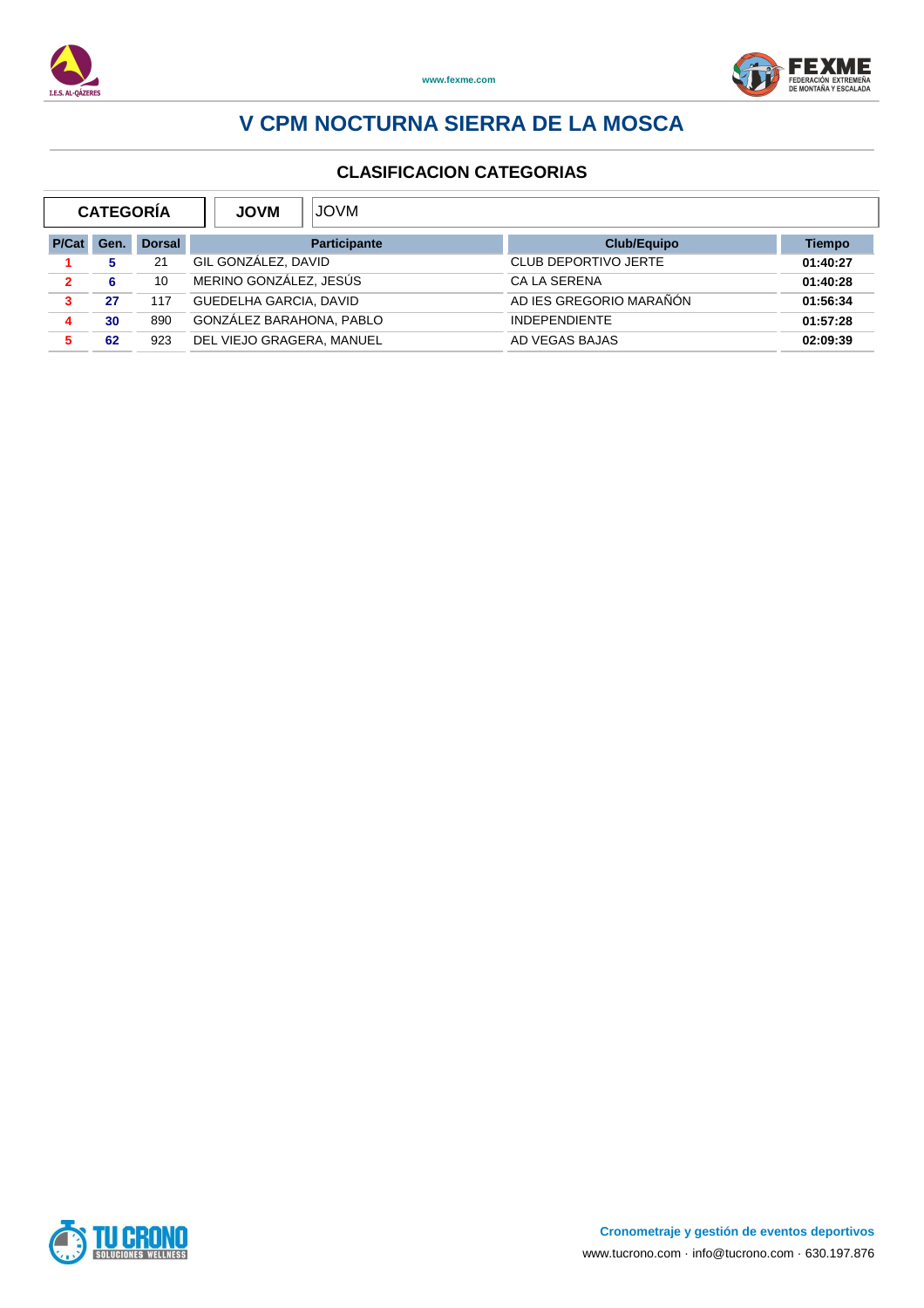# V CPM NOCTURNA SIERRA DE LA MOSCA

## CLASIFICACION CATEGORIAS

| CATEGORÍA | JOVM | JOVM |
|---|---|---|

| P/Cat | Gen. | Dorsal | Participante | Club/Equipo | Tiempo |
|---|---|---|---|---|---|
| 1 | 5 | 21 | GIL GONZÁLEZ, DAVID | CLUB DEPORTIVO JERTE | 01:40:27 |
| 2 | 6 | 10 | MERINO GONZÁLEZ, JESÚS | CA LA SERENA | 01:40:28 |
| 3 | 27 | 117 | GUEDELHA GARCIA, DAVID | AD IES GREGORIO MARAÑÓN | 01:56:34 |
| 4 | 30 | 890 | GONZÁLEZ BARAHONA, PABLO | INDEPENDIENTE | 01:57:28 |
| 5 | 62 | 923 | DEL VIEJO GRAGERA, MANUEL | AD VEGAS BAJAS | 02:09:39 |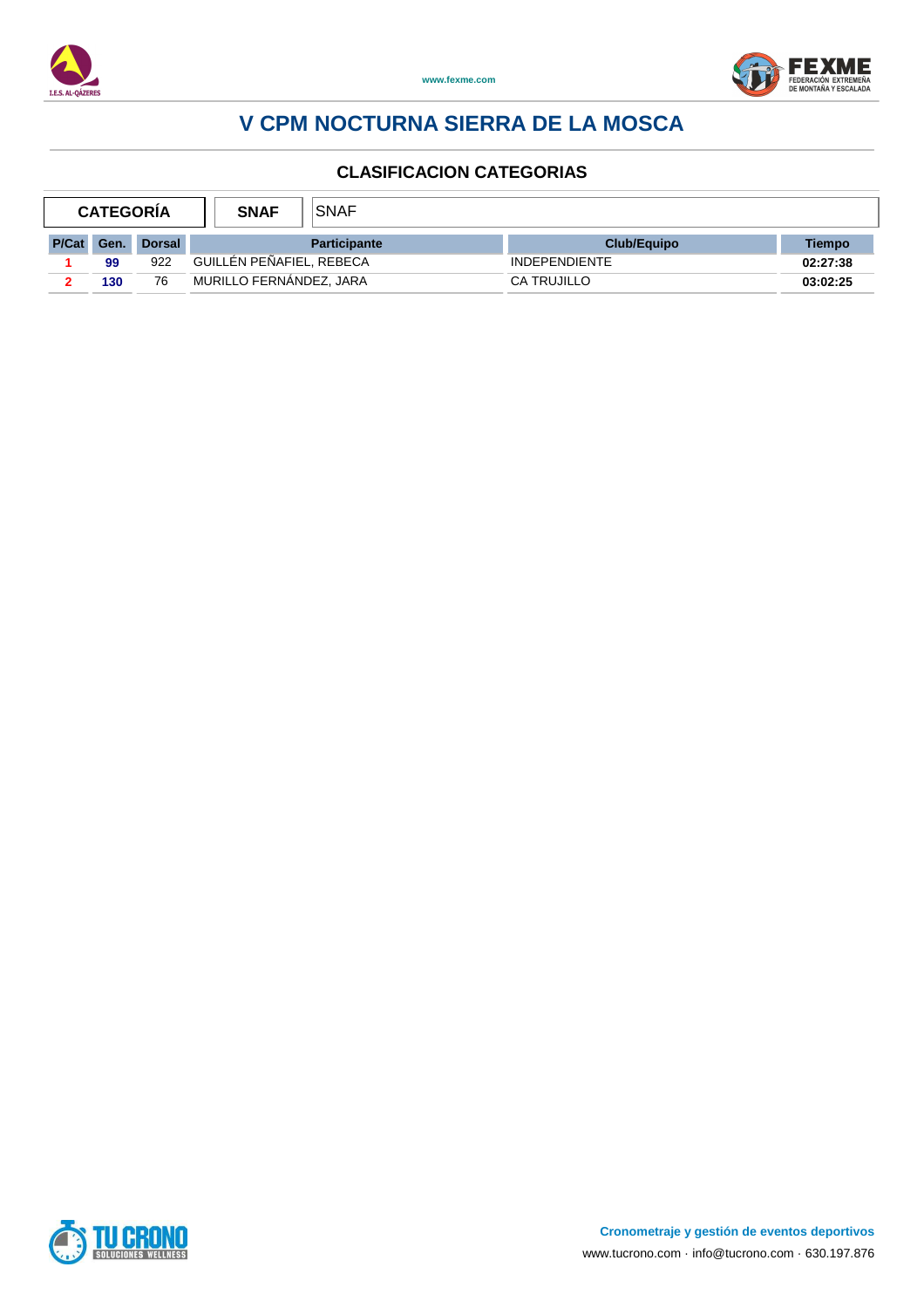# V CPM NOCTURNA SIERRA DE LA MOSCA

## CLASIFICACION CATEGORIAS

| CATEGORÍA | SNAF | SNAF |
|---|---|---|

| P/Cat | Gen. | Dorsal | Participante | Club/Equipo | Tiempo |
|---|---|---|---|---|---|
| 1 | 99 | 922 | GUILLÉN PEÑAFIEL, REBECA | INDEPENDIENTE | 02:27:38 |
| 2 | 130 | 76 | MURILLO FERNÁNDEZ, JARA | CA TRUJILLO | 03:02:25 |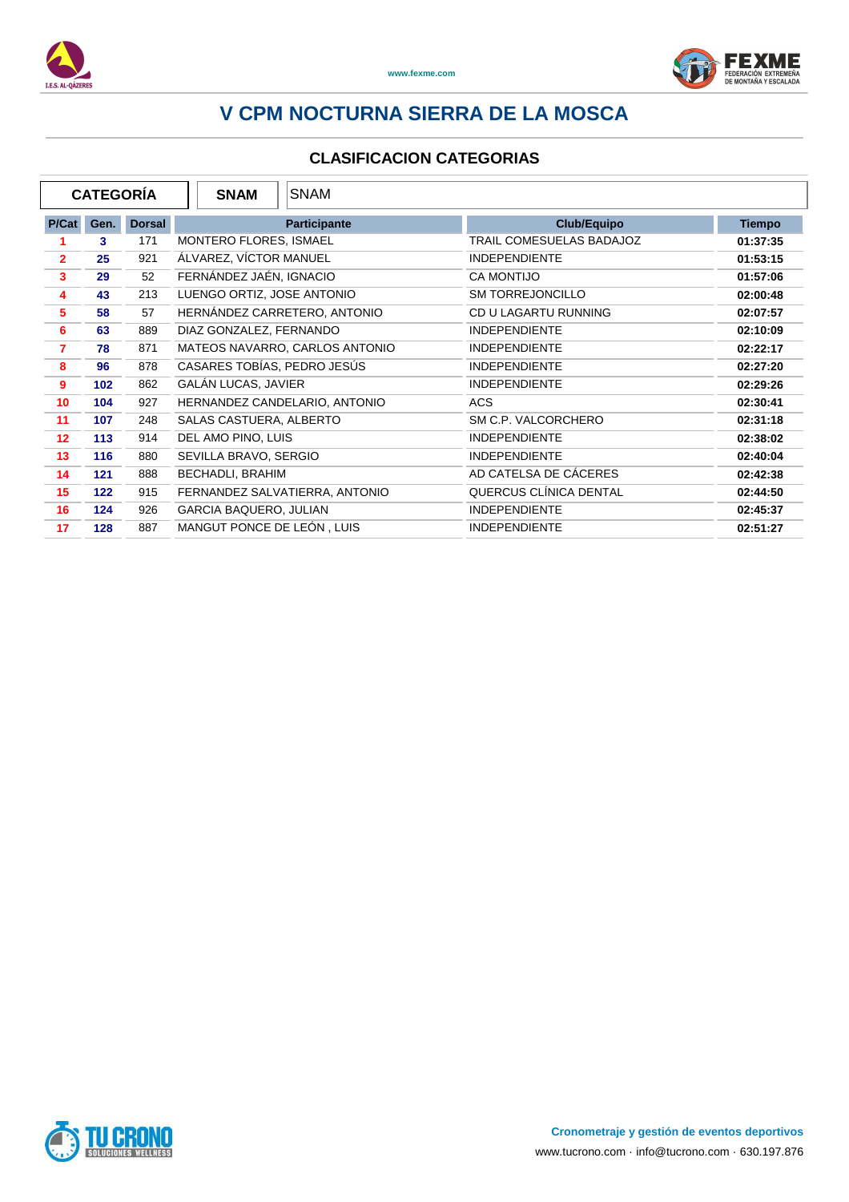# V CPM NOCTURNA SIERRA DE LA MOSCA

## CLASIFICACION CATEGORIAS

| CATEGORÍA | SNAM | SNAM |
|---|---|---|

| P/Cat | Gen. | Dorsal | Participante | Club/Equipo | Tiempo |
|---|---|---|---|---|---|
| 1 | 3 | 171 | MONTERO FLORES, ISMAEL | TRAIL COMESUELAS BADAJOZ | 01:37:35 |
| 2 | 25 | 921 | ÁLVAREZ, VÍCTOR MANUEL | INDEPENDIENTE | 01:53:15 |
| 3 | 29 | 52 | FERNÁNDEZ JAÉN, IGNACIO | CA MONTIJO | 01:57:06 |
| 4 | 43 | 213 | LUENGO ORTIZ, JOSE ANTONIO | SM TORREJONCILLO | 02:00:48 |
| 5 | 58 | 57 | HERNÁNDEZ CARRETERO, ANTONIO | CD U LAGARTU RUNNING | 02:07:57 |
| 6 | 63 | 889 | DIAZ GONZALEZ, FERNANDO | INDEPENDIENTE | 02:10:09 |
| 7 | 78 | 871 | MATEOS NAVARRO, CARLOS ANTONIO | INDEPENDIENTE | 02:22:17 |
| 8 | 96 | 878 | CASARES TOBÍAS, PEDRO JESÚS | INDEPENDIENTE | 02:27:20 |
| 9 | 102 | 862 | GALÁN LUCAS, JAVIER | INDEPENDIENTE | 02:29:26 |
| 10 | 104 | 927 | HERNANDEZ CANDELARIO, ANTONIO | ACS | 02:30:41 |
| 11 | 107 | 248 | SALAS CASTUERA, ALBERTO | SM C.P. VALCORCHERO | 02:31:18 |
| 12 | 113 | 914 | DEL AMO PINO, LUIS | INDEPENDIENTE | 02:38:02 |
| 13 | 116 | 880 | SEVILLA BRAVO, SERGIO | INDEPENDIENTE | 02:40:04 |
| 14 | 121 | 888 | BECHADLI, BRAHIM | AD CATELSA DE CÁCERES | 02:42:38 |
| 15 | 122 | 915 | FERNANDEZ SALVATIERRA, ANTONIO | QUERCUS CLÍNICA DENTAL | 02:44:50 |
| 16 | 124 | 926 | GARCIA BAQUERO, JULIAN | INDEPENDIENTE | 02:45:37 |
| 17 | 128 | 887 | MANGUT PONCE DE LEÓN , LUIS | INDEPENDIENTE | 02:51:27 |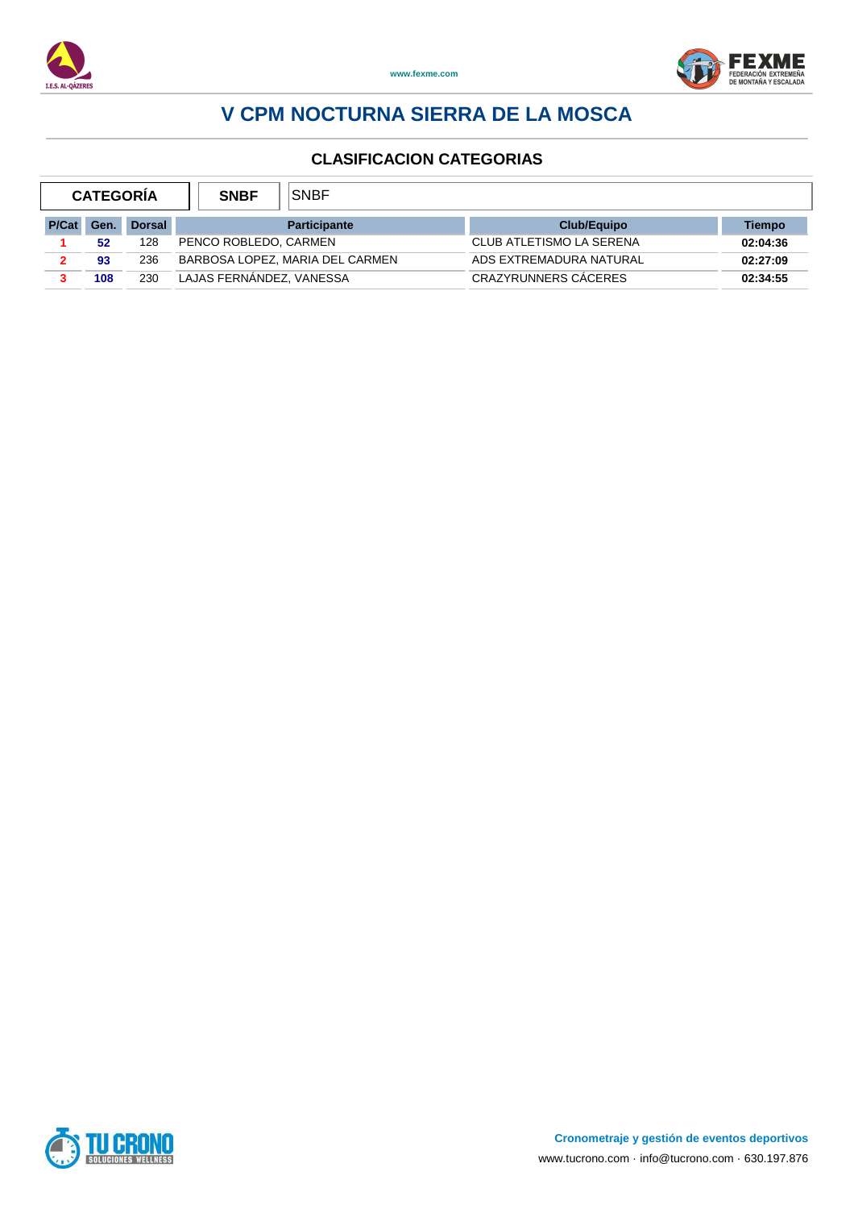# V CPM NOCTURNA SIERRA DE LA MOSCA

## CLASIFICACION CATEGORIAS

| CATEGORÍA | SNBF | SNBF |
|---|---|---|

| P/Cat | Gen. | Dorsal | Participante | Club/Equipo | Tiempo |
|---|---|---|---|---|---|
| 1 | 52 | 128 | PENCO ROBLEDO, CARMEN | CLUB ATLETISMO LA SERENA | 02:04:36 |
| 2 | 93 | 236 | BARBOSA LOPEZ, MARIA DEL CARMEN | ADS EXTREMADURA NATURAL | 02:27:09 |
| 3 | 108 | 230 | LAJAS FERNÁNDEZ, VANESSA | CRAZYRUNNERS CÁCERES | 02:34:55 |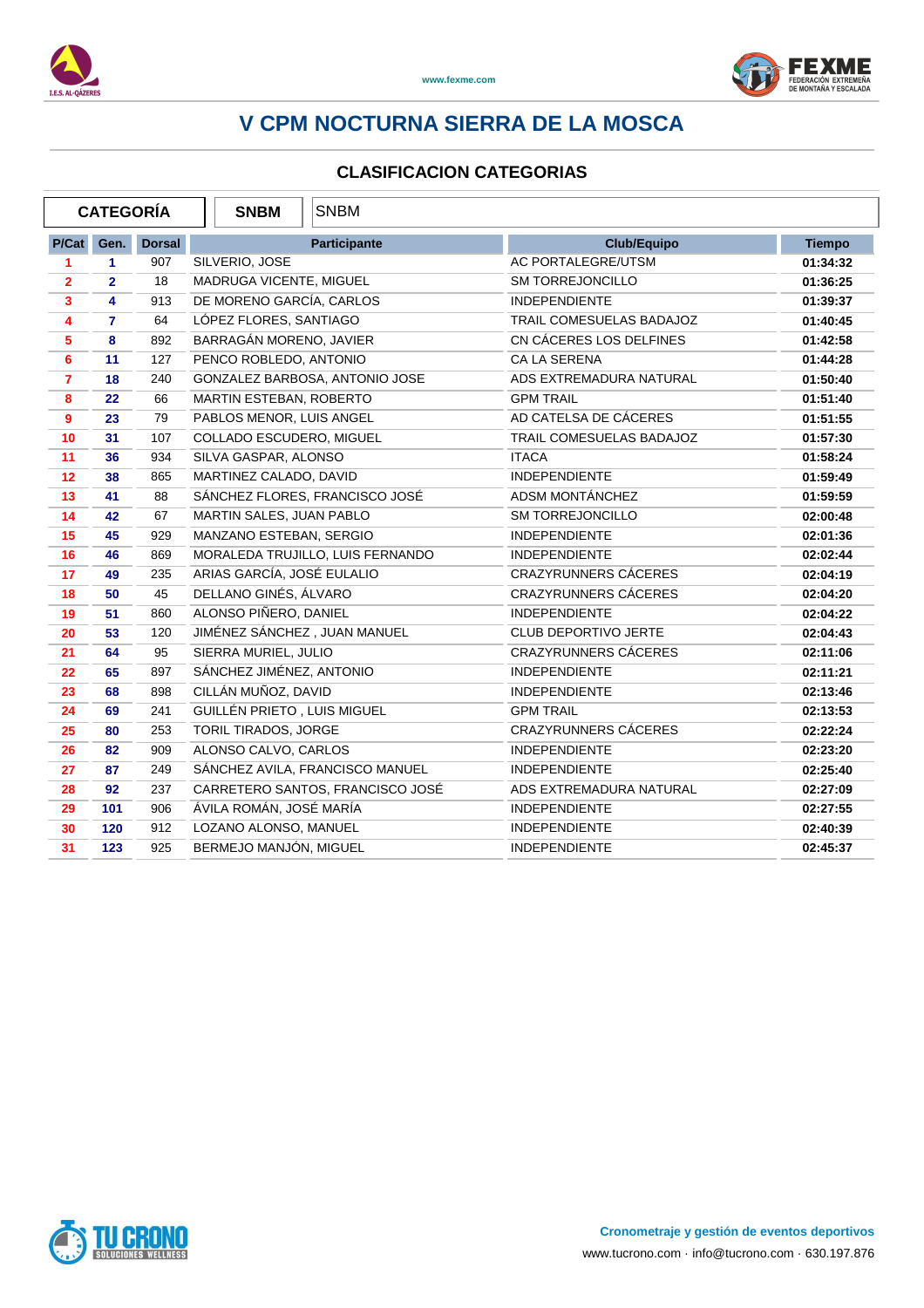# V CPM NOCTURNA SIERRA DE LA MOSCA

## CLASIFICACION CATEGORIAS

| CATEGORÍA | SNBM | SNBM |
|---|---|---|

| P/Cat | Gen. | Dorsal | Participante | Club/Equipo | Tiempo |
|---|---|---|---|---|---|
| 1 | 1 | 907 | SILVERIO, JOSE | AC PORTALEGRE/UTSM | 01:34:32 |
| 2 | 2 | 18 | MADRUGA VICENTE, MIGUEL | SM TORREJONCILLO | 01:36:25 |
| 3 | 4 | 913 | DE MORENO GARCÍA, CARLOS | INDEPENDIENTE | 01:39:37 |
| 4 | 7 | 64 | LÓPEZ FLORES, SANTIAGO | TRAIL COMESUELAS BADAJOZ | 01:40:45 |
| 5 | 8 | 892 | BARRAGÁN MORENO, JAVIER | CN CÁCERES LOS DELFINES | 01:42:58 |
| 6 | 11 | 127 | PENCO ROBLEDO, ANTONIO | CA LA SERENA | 01:44:28 |
| 7 | 18 | 240 | GONZALEZ BARBOSA, ANTONIO JOSE | ADS EXTREMADURA NATURAL | 01:50:40 |
| 8 | 22 | 66 | MARTIN ESTEBAN, ROBERTO | GPM TRAIL | 01:51:40 |
| 9 | 23 | 79 | PABLOS MENOR, LUIS ANGEL | AD CATELSA DE CÁCERES | 01:51:55 |
| 10 | 31 | 107 | COLLADO ESCUDERO, MIGUEL | TRAIL COMESUELAS BADAJOZ | 01:57:30 |
| 11 | 36 | 934 | SILVA GASPAR, ALONSO | ITACA | 01:58:24 |
| 12 | 38 | 865 | MARTINEZ CALADO, DAVID | INDEPENDIENTE | 01:59:49 |
| 13 | 41 | 88 | SÁNCHEZ FLORES, FRANCISCO JOSÉ | ADSM MONTÁNCHEZ | 01:59:59 |
| 14 | 42 | 67 | MARTIN SALES, JUAN PABLO | SM TORREJONCILLO | 02:00:48 |
| 15 | 45 | 929 | MANZANO ESTEBAN, SERGIO | INDEPENDIENTE | 02:01:36 |
| 16 | 46 | 869 | MORALEDA TRUJILLO, LUIS FERNANDO | INDEPENDIENTE | 02:02:44 |
| 17 | 49 | 235 | ARIAS GARCÍA, JOSÉ EULALIO | CRAZYRUNNERS CÁCERES | 02:04:19 |
| 18 | 50 | 45 | DELLANO GINÉS, ÁLVARO | CRAZYRUNNERS CÁCERES | 02:04:20 |
| 19 | 51 | 860 | ALONSO PIÑERO, DANIEL | INDEPENDIENTE | 02:04:22 |
| 20 | 53 | 120 | JIMÉNEZ SÁNCHEZ , JUAN MANUEL | CLUB DEPORTIVO JERTE | 02:04:43 |
| 21 | 64 | 95 | SIERRA MURIEL, JULIO | CRAZYRUNNERS CÁCERES | 02:11:06 |
| 22 | 65 | 897 | SÁNCHEZ JIMÉNEZ, ANTONIO | INDEPENDIENTE | 02:11:21 |
| 23 | 68 | 898 | CILLÁN MUÑOZ, DAVID | INDEPENDIENTE | 02:13:46 |
| 24 | 69 | 241 | GUILLÉN PRIETO , LUIS MIGUEL | GPM TRAIL | 02:13:53 |
| 25 | 80 | 253 | TORIL TIRADOS, JORGE | CRAZYRUNNERS CÁCERES | 02:22:24 |
| 26 | 82 | 909 | ALONSO CALVO, CARLOS | INDEPENDIENTE | 02:23:20 |
| 27 | 87 | 249 | SÁNCHEZ AVILA, FRANCISCO MANUEL | INDEPENDIENTE | 02:25:40 |
| 28 | 92 | 237 | CARRETERO SANTOS, FRANCISCO JOSÉ | ADS EXTREMADURA NATURAL | 02:27:09 |
| 29 | 101 | 906 | ÁVILA ROMÁN, JOSÉ MARÍA | INDEPENDIENTE | 02:27:55 |
| 30 | 120 | 912 | LOZANO ALONSO, MANUEL | INDEPENDIENTE | 02:40:39 |
| 31 | 123 | 925 | BERMEJO MANJÓN, MIGUEL | INDEPENDIENTE | 02:45:37 |

**Cronometraje y gestión de eventos deportivos**

www.tucrono.com · info@tucrono.com · 630.197.876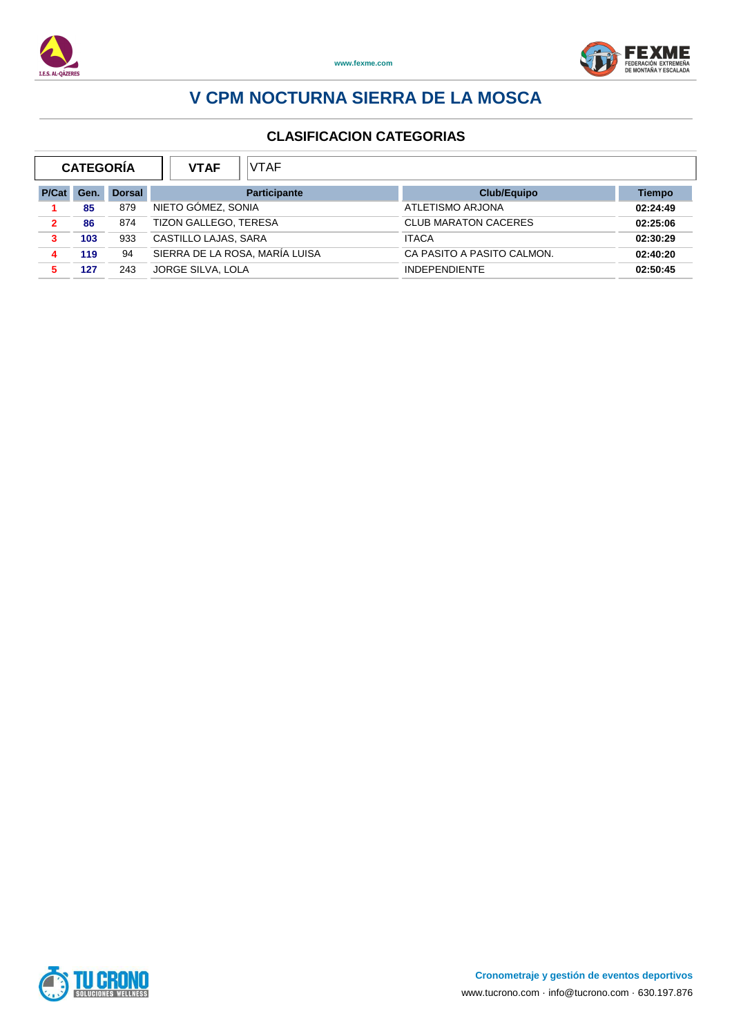# V CPM NOCTURNA SIERRA DE LA MOSCA

## CLASIFICACION CATEGORIAS

| CATEGORÍA | VTAF | VTAF |
|---|---|---|

| P/Cat | Gen. | Dorsal | Participante | Club/Equipo | Tiempo |
|---|---|---|---|---|---|
| 1 | 85 | 879 | NIETO GÓMEZ, SONIA | ATLETISMO ARJONA | 02:24:49 |
| 2 | 86 | 874 | TIZON GALLEGO, TERESA | CLUB MARATON CACERES | 02:25:06 |
| 3 | 103 | 933 | CASTILLO LAJAS, SARA | ITACA | 02:30:29 |
| 4 | 119 | 94 | SIERRA DE LA ROSA, MARÍA LUISA | CA PASITO A PASITO CALMON. | 02:40:20 |
| 5 | 127 | 243 | JORGE SILVA, LOLA | INDEPENDIENTE | 02:50:45 |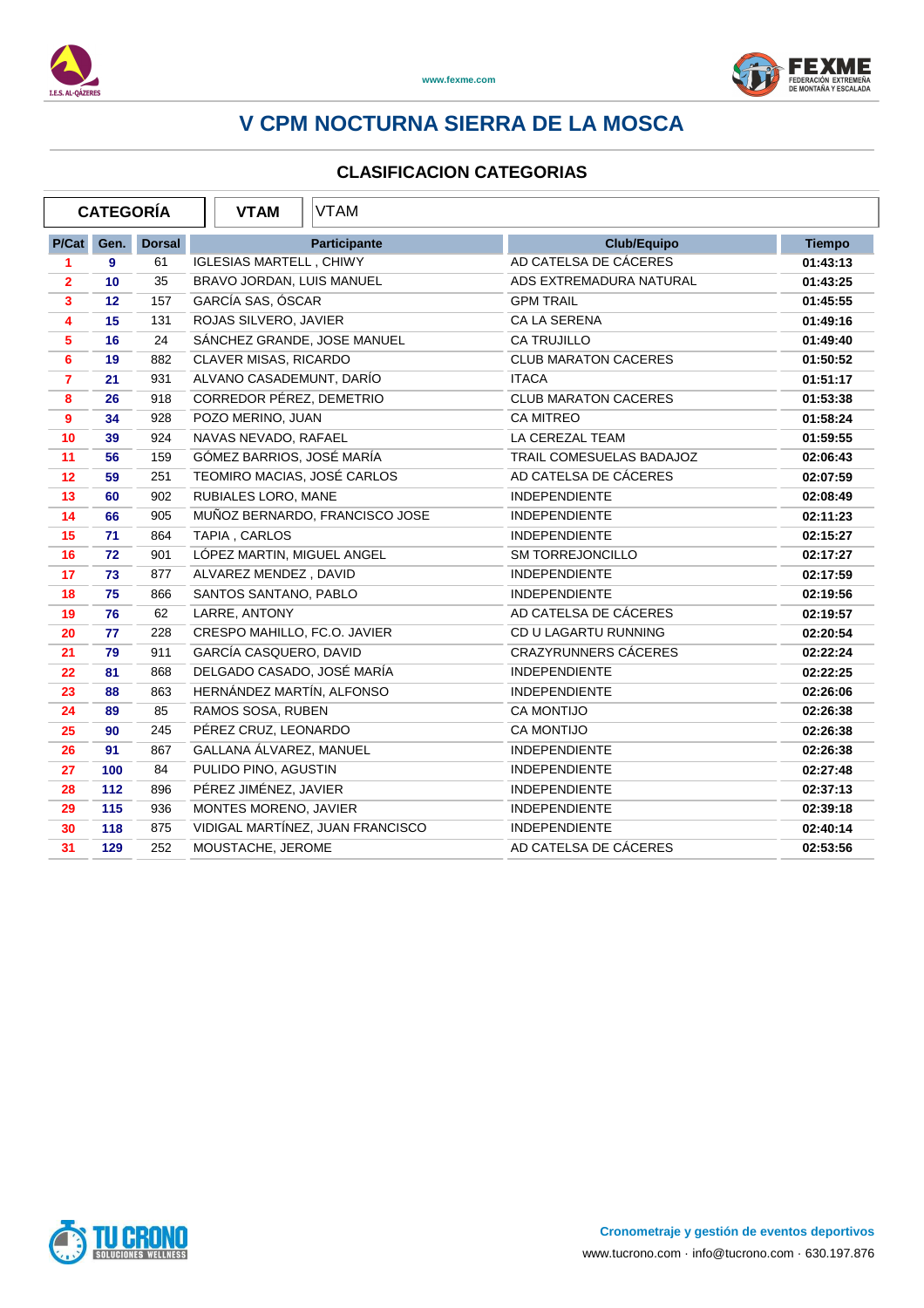# V CPM NOCTURNA SIERRA DE LA MOSCA

## CLASIFICACION CATEGORIAS

| CATEGORÍA | VTAM | VTAM |
|---|---|---|

| P/Cat | Gen. | Dorsal | Participante | Club/Equipo | Tiempo |
|---|---|---|---|---|---|
| 1 | 9 | 61 | IGLESIAS MARTELL , CHIWY | AD CATELSA DE CÁCERES | 01:43:13 |
| 2 | 10 | 35 | BRAVO JORDAN, LUIS MANUEL | ADS EXTREMADURA NATURAL | 01:43:25 |
| 3 | 12 | 157 | GARCÍA SAS, ÓSCAR | GPM TRAIL | 01:45:55 |
| 4 | 15 | 131 | ROJAS SILVERO, JAVIER | CA LA SERENA | 01:49:16 |
| 5 | 16 | 24 | SÁNCHEZ GRANDE, JOSE MANUEL | CA TRUJILLO | 01:49:40 |
| 6 | 19 | 882 | CLAVER MISAS, RICARDO | CLUB MARATON CACERES | 01:50:52 |
| 7 | 21 | 931 | ALVANO CASADEMUNT, DARÍO | ITACA | 01:51:17 |
| 8 | 26 | 918 | CORREDOR PÉREZ, DEMETRIO | CLUB MARATON CACERES | 01:53:38 |
| 9 | 34 | 928 | POZO MERINO, JUAN | CA MITREO | 01:58:24 |
| 10 | 39 | 924 | NAVAS NEVADO, RAFAEL | LA CEREZAL TEAM | 01:59:55 |
| 11 | 56 | 159 | GÓMEZ BARRIOS, JOSÉ MARÍA | TRAIL COMESUELAS BADAJOZ | 02:06:43 |
| 12 | 59 | 251 | TEOMIRO MACIAS, JOSÉ CARLOS | AD CATELSA DE CÁCERES | 02:07:59 |
| 13 | 60 | 902 | RUBIALES LORO, MANE | INDEPENDIENTE | 02:08:49 |
| 14 | 66 | 905 | MUÑOZ BERNARDO, FRANCISCO JOSE | INDEPENDIENTE | 02:11:23 |
| 15 | 71 | 864 | TAPIA , CARLOS | INDEPENDIENTE | 02:15:27 |
| 16 | 72 | 901 | LÓPEZ MARTIN, MIGUEL ANGEL | SM TORREJONCILLO | 02:17:27 |
| 17 | 73 | 877 | ALVAREZ MENDEZ , DAVID | INDEPENDIENTE | 02:17:59 |
| 18 | 75 | 866 | SANTOS SANTANO, PABLO | INDEPENDIENTE | 02:19:56 |
| 19 | 76 | 62 | LARRE, ANTONY | AD CATELSA DE CÁCERES | 02:19:57 |
| 20 | 77 | 228 | CRESPO MAHILLO, FC.O. JAVIER | CD U LAGARTU RUNNING | 02:20:54 |
| 21 | 79 | 911 | GARCÍA CASQUERO, DAVID | CRAZYRUNNERS CÁCERES | 02:22:24 |
| 22 | 81 | 868 | DELGADO CASADO, JOSÉ MARÍA | INDEPENDIENTE | 02:22:25 |
| 23 | 88 | 863 | HERNÁNDEZ MARTÍN, ALFONSO | INDEPENDIENTE | 02:26:06 |
| 24 | 89 | 85 | RAMOS SOSA, RUBEN | CA MONTIJO | 02:26:38 |
| 25 | 90 | 245 | PÉREZ CRUZ, LEONARDO | CA MONTIJO | 02:26:38 |
| 26 | 91 | 867 | GALLANA ÁLVAREZ, MANUEL | INDEPENDIENTE | 02:26:38 |
| 27 | 100 | 84 | PULIDO PINO, AGUSTIN | INDEPENDIENTE | 02:27:48 |
| 28 | 112 | 896 | PÉREZ JIMÉNEZ, JAVIER | INDEPENDIENTE | 02:37:13 |
| 29 | 115 | 936 | MONTES MORENO, JAVIER | INDEPENDIENTE | 02:39:18 |
| 30 | 118 | 875 | VIDIGAL MARTÍNEZ, JUAN FRANCISCO | INDEPENDIENTE | 02:40:14 |
| 31 | 129 | 252 | MOUSTACHE, JEROME | AD CATELSA DE CÁCERES | 02:53:56 |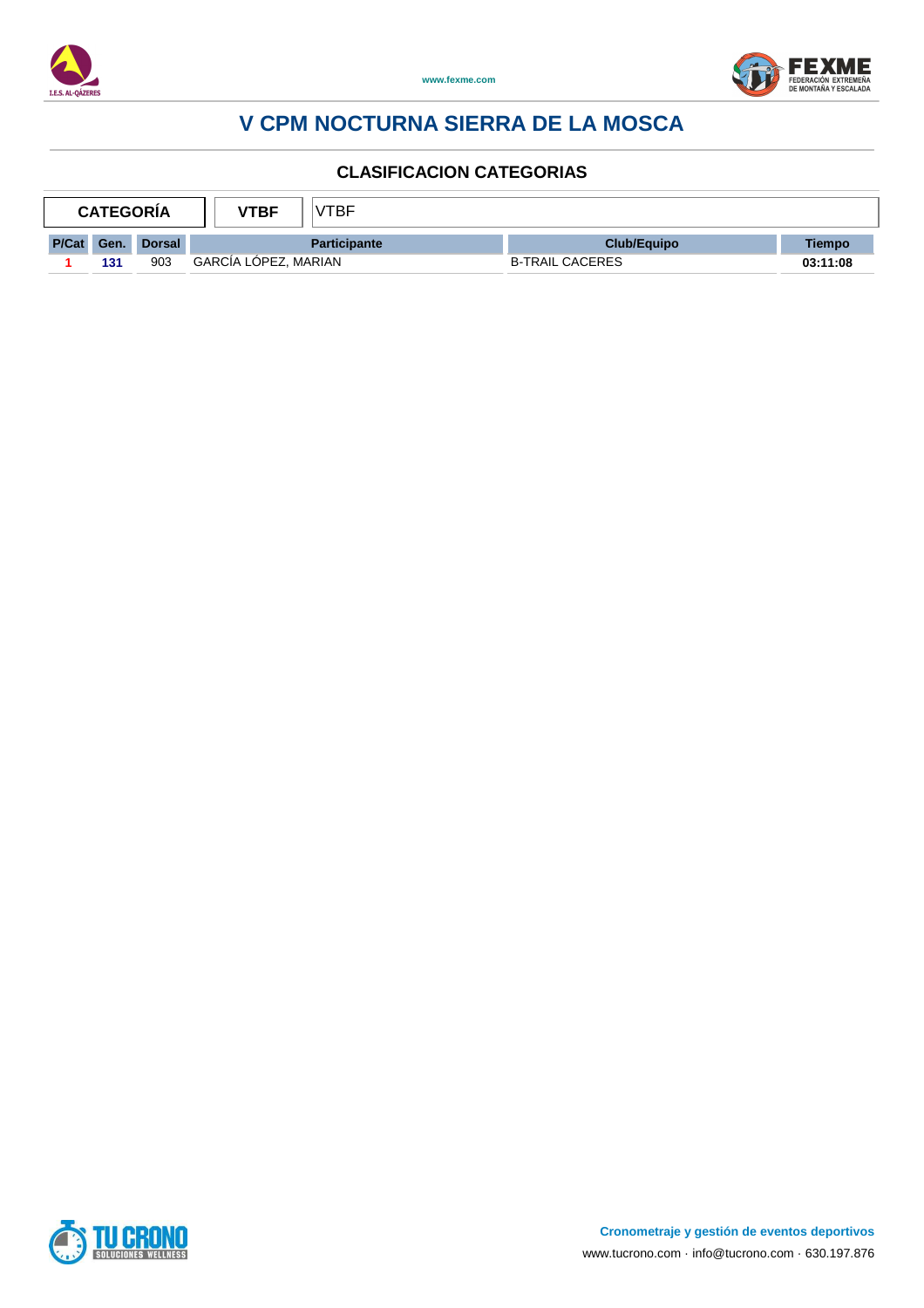# V CPM NOCTURNA SIERRA DE LA MOSCA

## CLASIFICACION CATEGORIAS

| CATEGORÍA | VTBF | VTBF |
|---|---|---|

| P/Cat | Gen. | Dorsal | Participante | Club/Equipo | Tiempo |
|---|---|---|---|---|---|
| 1 | 131 | 903 | GARCÍA LÓPEZ, MARIAN | B-TRAIL CACERES | 03:11:08 |

**Cronometraje y gestión de eventos deportivos**

www.tucrono.com · info@tucrono.com · 630.197.876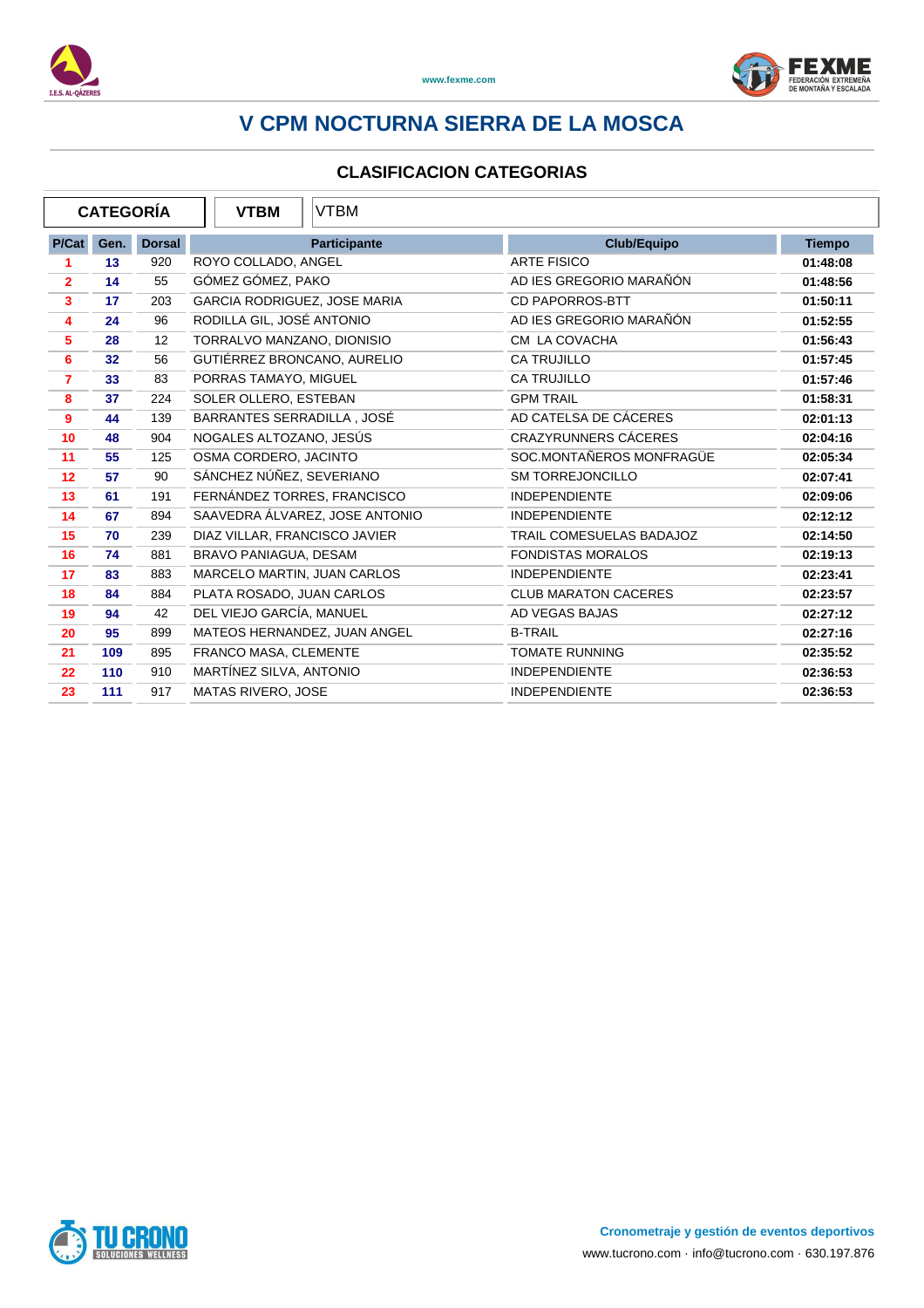# V CPM NOCTURNA SIERRA DE LA MOSCA

## CLASIFICACION CATEGORIAS

| CATEGORÍA | VTBM | VTBM |
|---|---|---|

| P/Cat | Gen. | Dorsal | Participante | Club/Equipo | Tiempo |
|---|---|---|---|---|---|
| 1 | 13 | 920 | ROYO COLLADO, ANGEL | ARTE FISICO | 01:48:08 |
| 2 | 14 | 55 | GÓMEZ GÓMEZ, PAKO | AD IES GREGORIO MARAÑÓN | 01:48:56 |
| 3 | 17 | 203 | GARCIA RODRIGUEZ, JOSE MARIA | CD PAPORROS-BTT | 01:50:11 |
| 4 | 24 | 96 | RODILLA GIL, JOSÉ ANTONIO | AD IES GREGORIO MARAÑÓN | 01:52:55 |
| 5 | 28 | 12 | TORRALVO MANZANO, DIONISIO | CM LA COVACHA | 01:56:43 |
| 6 | 32 | 56 | GUTIÉRREZ BRONCANO, AURELIO | CA TRUJILLO | 01:57:45 |
| 7 | 33 | 83 | PORRAS TAMAYO, MIGUEL | CA TRUJILLO | 01:57:46 |
| 8 | 37 | 224 | SOLER OLLERO, ESTEBAN | GPM TRAIL | 01:58:31 |
| 9 | 44 | 139 | BARRANTES SERRADILLA , JOSÉ | AD CATELSA DE CÁCERES | 02:01:13 |
| 10 | 48 | 904 | NOGALES ALTOZANO, JESÚS | CRAZYRUNNERS CÁCERES | 02:04:16 |
| 11 | 55 | 125 | OSMA CORDERO, JACINTO | SOC.MONTAÑEROS MONFRAGÜE | 02:05:34 |
| 12 | 57 | 90 | SÁNCHEZ NÚÑEZ, SEVERIANO | SM TORREJONCILLO | 02:07:41 |
| 13 | 61 | 191 | FERNÁNDEZ TORRES, FRANCISCO | INDEPENDIENTE | 02:09:06 |
| 14 | 67 | 894 | SAAVEDRA ÁLVAREZ, JOSE ANTONIO | INDEPENDIENTE | 02:12:12 |
| 15 | 70 | 239 | DIAZ VILLAR, FRANCISCO JAVIER | TRAIL COMESUELAS BADAJOZ | 02:14:50 |
| 16 | 74 | 881 | BRAVO PANIAGUA, DESAM | FONDISTAS MORALOS | 02:19:13 |
| 17 | 83 | 883 | MARCELO MARTIN, JUAN CARLOS | INDEPENDIENTE | 02:23:41 |
| 18 | 84 | 884 | PLATA ROSADO, JUAN CARLOS | CLUB MARATON CACERES | 02:23:57 |
| 19 | 94 | 42 | DEL VIEJO GARCÍA, MANUEL | AD VEGAS BAJAS | 02:27:12 |
| 20 | 95 | 899 | MATEOS HERNANDEZ, JUAN ANGEL | B-TRAIL | 02:27:16 |
| 21 | 109 | 895 | FRANCO MASA, CLEMENTE | TOMATE RUNNING | 02:35:52 |
| 22 | 110 | 910 | MARTÍNEZ SILVA, ANTONIO | INDEPENDIENTE | 02:36:53 |
| 23 | 111 | 917 | MATAS RIVERO, JOSE | INDEPENDIENTE | 02:36:53 |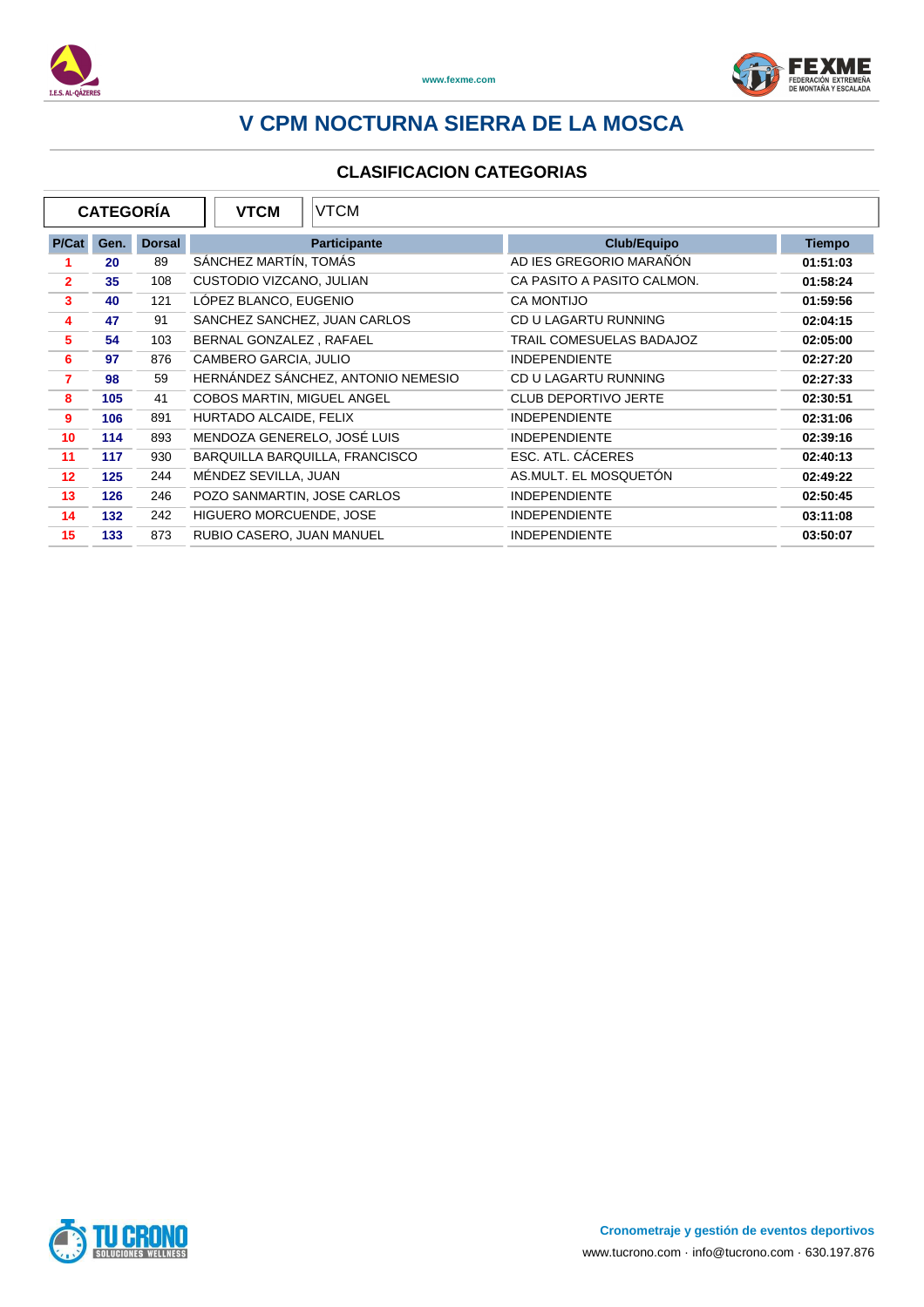www.fexme.com

# V CPM NOCTURNA SIERRA DE LA MOSCA

## CLASIFICACION CATEGORIAS

| CATEGORÍA | VTCM | VTCM |
|---|---|---|

| P/Cat | Gen. | Dorsal | Participante | Club/Equipo | Tiempo |
|---|---|---|---|---|---|
| 1 | 20 | 89 | SÁNCHEZ MARTÍN, TOMÁS | AD IES GREGORIO MARAÑÓN | 01:51:03 |
| 2 | 35 | 108 | CUSTODIO VIZCANO, JULIAN | CA PASITO A PASITO CALMON. | 01:58:24 |
| 3 | 40 | 121 | LÓPEZ BLANCO, EUGENIO | CA MONTIJO | 01:59:56 |
| 4 | 47 | 91 | SANCHEZ SANCHEZ, JUAN CARLOS | CD U LAGARTU RUNNING | 02:04:15 |
| 5 | 54 | 103 | BERNAL GONZALEZ , RAFAEL | TRAIL COMESUELAS BADAJOZ | 02:05:00 |
| 6 | 97 | 876 | CAMBERO GARCIA, JULIO | INDEPENDIENTE | 02:27:20 |
| 7 | 98 | 59 | HERNÁNDEZ SÁNCHEZ, ANTONIO NEMESIO | CD U LAGARTU RUNNING | 02:27:33 |
| 8 | 105 | 41 | COBOS MARTIN, MIGUEL ANGEL | CLUB DEPORTIVO JERTE | 02:30:51 |
| 9 | 106 | 891 | HURTADO ALCAIDE, FELIX | INDEPENDIENTE | 02:31:06 |
| 10 | 114 | 893 | MENDOZA GENERELO, JOSÉ LUIS | INDEPENDIENTE | 02:39:16 |
| 11 | 117 | 930 | BARQUILLA BARQUILLA, FRANCISCO | ESC. ATL. CÁCERES | 02:40:13 |
| 12 | 125 | 244 | MÉNDEZ SEVILLA, JUAN | AS.MULT. EL MOSQUETÓN | 02:49:22 |
| 13 | 126 | 246 | POZO SANMARTIN, JOSE CARLOS | INDEPENDIENTE | 02:50:45 |
| 14 | 132 | 242 | HIGUERO MORCUENDE, JOSE | INDEPENDIENTE | 03:11:08 |
| 15 | 133 | 873 | RUBIO CASERO, JUAN MANUEL | INDEPENDIENTE | 03:50:07 |

**Cronometraje y gestión de eventos deportivos**

www.tucrono.com · info@tucrono.com · 630.197.876